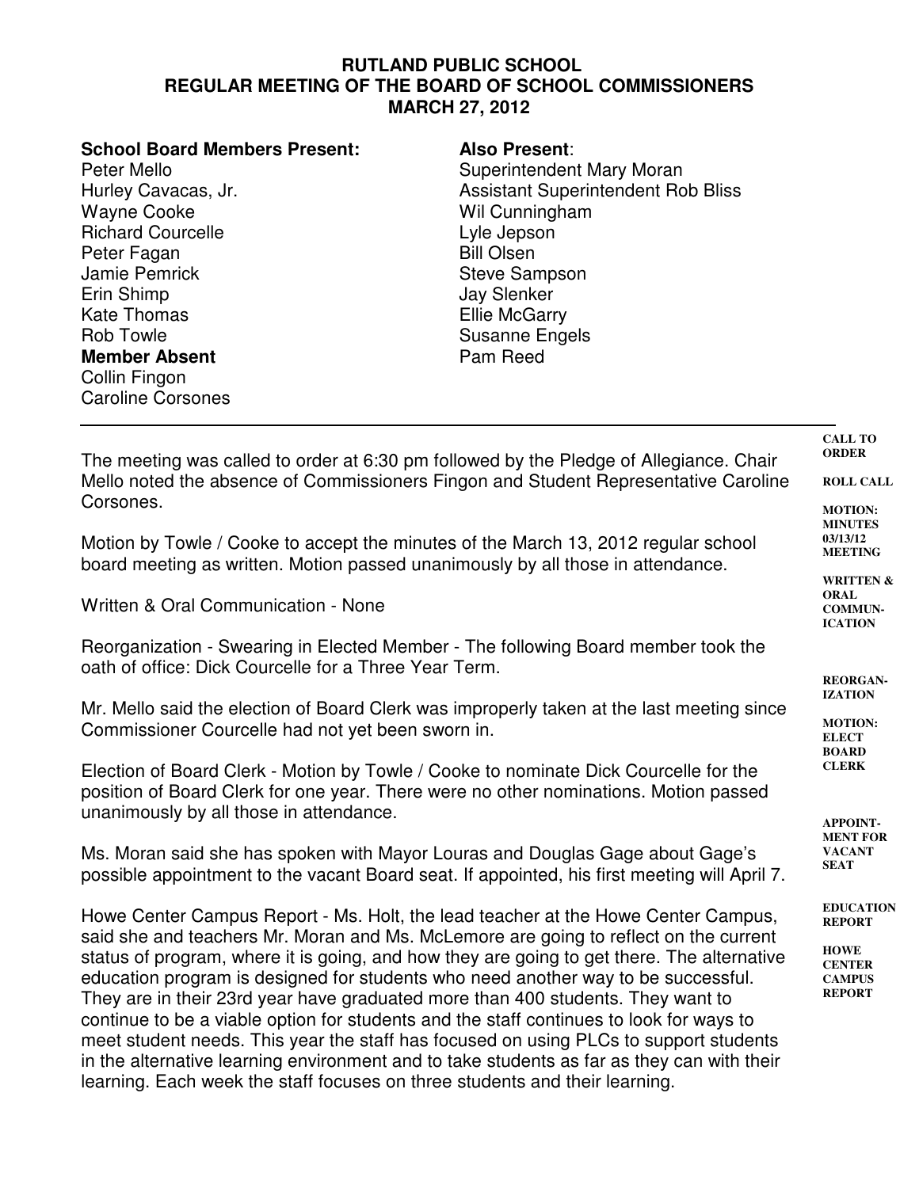**RUTLAND PUBLIC SCHOOL**
**REGULAR MEETING OF THE BOARD OF SCHOOL COMMISSIONERS**
**MARCH 27, 2012**

**School Board Members Present:**
Peter Mello
Hurley Cavacas, Jr.
Wayne Cooke
Richard Courcelle
Peter Fagan
Jamie Pemrick
Erin Shimp
Kate Thomas
Rob Towle
**Member Absent**
Collin Fingon
Caroline Corsones

**Also Present**:
Superintendent Mary Moran
Assistant Superintendent Rob Bliss
Wil Cunningham
Lyle Jepson
Bill Olsen
Steve Sampson
Jay Slenker
Ellie McGarry
Susanne Engels
Pam Reed

---

**CALL TO ORDER**

**ROLL CALL**

The meeting was called to order at 6:30 pm followed by the Pledge of Allegiance. Chair Mello noted the absence of Commissioners Fingon and Student Representative Caroline Corsones.

**MOTION: MINUTES 03/13/12 MEETING**

Motion by Towle / Cooke to accept the minutes of the March 13, 2012 regular school board meeting as written. Motion passed unanimously by all those in attendance.

**WRITTEN & ORAL COMMUNICATION**

Written & Oral Communication - None

**REORGANIZATION**

Reorganization - Swearing in Elected Member - The following Board member took the oath of office: Dick Courcelle for a Three Year Term.

Mr. Mello said the election of Board Clerk was improperly taken at the last meeting since Commissioner Courcelle had not yet been sworn in.

**MOTION: ELECT BOARD CLERK**

Election of Board Clerk - Motion by Towle / Cooke to nominate Dick Courcelle for the position of Board Clerk for one year. There were no other nominations. Motion passed unanimously by all those in attendance.

**APPOINTMENT FOR VACANT SEAT**

Ms. Moran said she has spoken with Mayor Louras and Douglas Gage about Gage's possible appointment to the vacant Board seat. If appointed, his first meeting will April 7.

**EDUCATION REPORT**

**HOWE CENTER CAMPUS REPORT**

Howe Center Campus Report - Ms. Holt, the lead teacher at the Howe Center Campus, said she and teachers Mr. Moran and Ms. McLemore are going to reflect on the current status of program, where it is going, and how they are going to get there. The alternative education program is designed for students who need another way to be successful. They are in their 23rd year have graduated more than 400 students. They want to continue to be a viable option for students and the staff continues to look for ways to meet student needs. This year the staff has focused on using PLCs to support students in the alternative learning environment and to take students as far as they can with their learning. Each week the staff focuses on three students and their learning.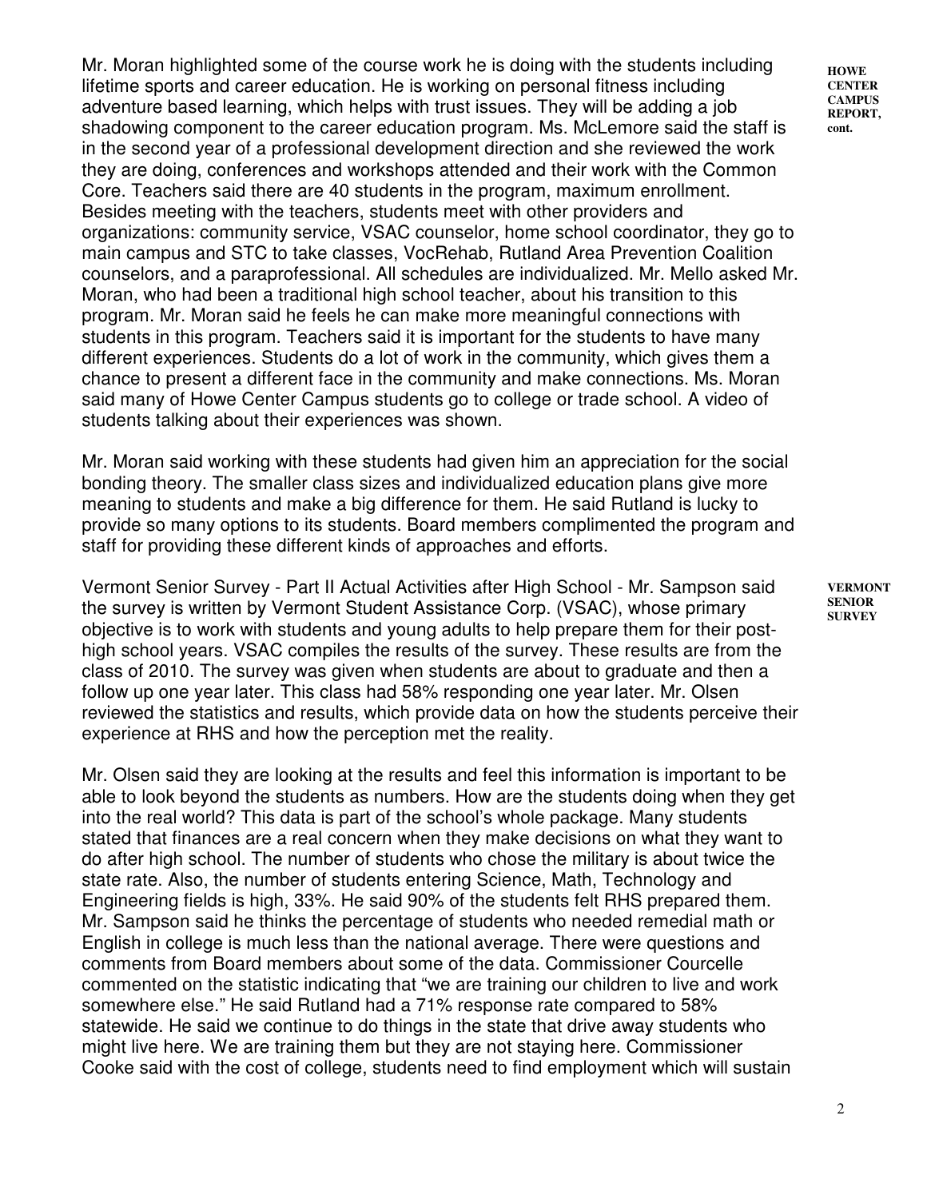**HOWE CENTER CAMPUS REPORT, cont.**

Mr. Moran highlighted some of the course work he is doing with the students including lifetime sports and career education. He is working on personal fitness including adventure based learning, which helps with trust issues. They will be adding a job shadowing component to the career education program. Ms. McLemore said the staff is in the second year of a professional development direction and she reviewed the work they are doing, conferences and workshops attended and their work with the Common Core. Teachers said there are 40 students in the program, maximum enrollment. Besides meeting with the teachers, students meet with other providers and organizations: community service, VSAC counselor, home school coordinator, they go to main campus and STC to take classes, VocRehab, Rutland Area Prevention Coalition counselors, and a paraprofessional. All schedules are individualized. Mr. Mello asked Mr. Moran, who had been a traditional high school teacher, about his transition to this program. Mr. Moran said he feels he can make more meaningful connections with students in this program. Teachers said it is important for the students to have many different experiences. Students do a lot of work in the community, which gives them a chance to present a different face in the community and make connections. Ms. Moran said many of Howe Center Campus students go to college or trade school. A video of students talking about their experiences was shown.

Mr. Moran said working with these students had given him an appreciation for the social bonding theory. The smaller class sizes and individualized education plans give more meaning to students and make a big difference for them. He said Rutland is lucky to provide so many options to its students. Board members complimented the program and staff for providing these different kinds of approaches and efforts.

**VERMONT SENIOR SURVEY**

Vermont Senior Survey - Part II Actual Activities after High School - Mr. Sampson said the survey is written by Vermont Student Assistance Corp. (VSAC), whose primary objective is to work with students and young adults to help prepare them for their post-high school years. VSAC compiles the results of the survey. These results are from the class of 2010. The survey was given when students are about to graduate and then a follow up one year later. This class had 58% responding one year later. Mr. Olsen reviewed the statistics and results, which provide data on how the students perceive their experience at RHS and how the perception met the reality.

Mr. Olsen said they are looking at the results and feel this information is important to be able to look beyond the students as numbers. How are the students doing when they get into the real world? This data is part of the school's whole package. Many students stated that finances are a real concern when they make decisions on what they want to do after high school. The number of students who chose the military is about twice the state rate. Also, the number of students entering Science, Math, Technology and Engineering fields is high, 33%. He said 90% of the students felt RHS prepared them. Mr. Sampson said he thinks the percentage of students who needed remedial math or English in college is much less than the national average. There were questions and comments from Board members about some of the data. Commissioner Courcelle commented on the statistic indicating that "we are training our children to live and work somewhere else." He said Rutland had a 71% response rate compared to 58% statewide. He said we continue to do things in the state that drive away students who might live here. We are training them but they are not staying here. Commissioner Cooke said with the cost of college, students need to find employment which will sustain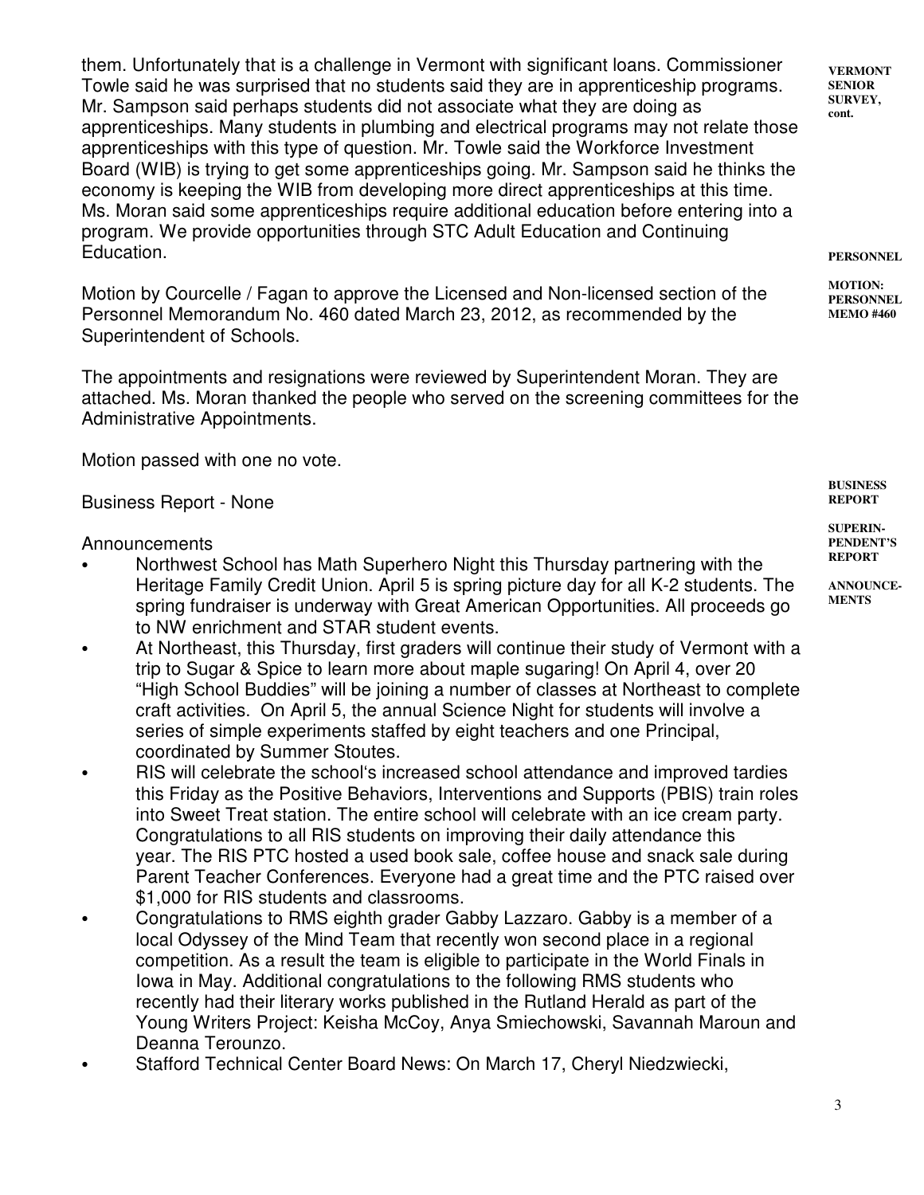them. Unfortunately that is a challenge in Vermont with significant loans. Commissioner Towle said he was surprised that no students said they are in apprenticeship programs. Mr. Sampson said perhaps students did not associate what they are doing as apprenticeships. Many students in plumbing and electrical programs may not relate those apprenticeships with this type of question. Mr. Towle said the Workforce Investment Board (WIB) is trying to get some apprenticeships going. Mr. Sampson said he thinks the economy is keeping the WIB from developing more direct apprenticeships at this time. Ms. Moran said some apprenticeships require additional education before entering into a program. We provide opportunities through STC Adult Education and Continuing Education.

**VERMONT SENIOR SURVEY, cont.**

**PERSONNEL**

**MOTION: PERSONNEL MEMO #460**

Motion by Courcelle / Fagan to approve the Licensed and Non-licensed section of the Personnel Memorandum No. 460 dated March 23, 2012, as recommended by the Superintendent of Schools.

The appointments and resignations were reviewed by Superintendent Moran. They are attached. Ms. Moran thanked the people who served on the screening committees for the Administrative Appointments.

Motion passed with one no vote.

**BUSINESS REPORT**

Business Report - None

**SUPERINPENDENT'S REPORT**

**ANNOUNCEMENTS**

Announcements

- Northwest School has Math Superhero Night this Thursday partnering with the Heritage Family Credit Union. April 5 is spring picture day for all K-2 students. The spring fundraiser is underway with Great American Opportunities. All proceeds go to NW enrichment and STAR student events.
- At Northeast, this Thursday, first graders will continue their study of Vermont with a trip to Sugar & Spice to learn more about maple sugaring! On April 4, over 20 "High School Buddies" will be joining a number of classes at Northeast to complete craft activities. On April 5, the annual Science Night for students will involve a series of simple experiments staffed by eight teachers and one Principal, coordinated by Summer Stoutes.
- RIS will celebrate the school's increased school attendance and improved tardies this Friday as the Positive Behaviors, Interventions and Supports (PBIS) train roles into Sweet Treat station. The entire school will celebrate with an ice cream party. Congratulations to all RIS students on improving their daily attendance this year. The RIS PTC hosted a used book sale, coffee house and snack sale during Parent Teacher Conferences. Everyone had a great time and the PTC raised over $1,000 for RIS students and classrooms.
- Congratulations to RMS eighth grader Gabby Lazzaro. Gabby is a member of a local Odyssey of the Mind Team that recently won second place in a regional competition. As a result the team is eligible to participate in the World Finals in Iowa in May. Additional congratulations to the following RMS students who recently had their literary works published in the Rutland Herald as part of the Young Writers Project: Keisha McCoy, Anya Smiechowski, Savannah Maroun and Deanna Terounzo.
- Stafford Technical Center Board News: On March 17, Cheryl Niedzwiecki,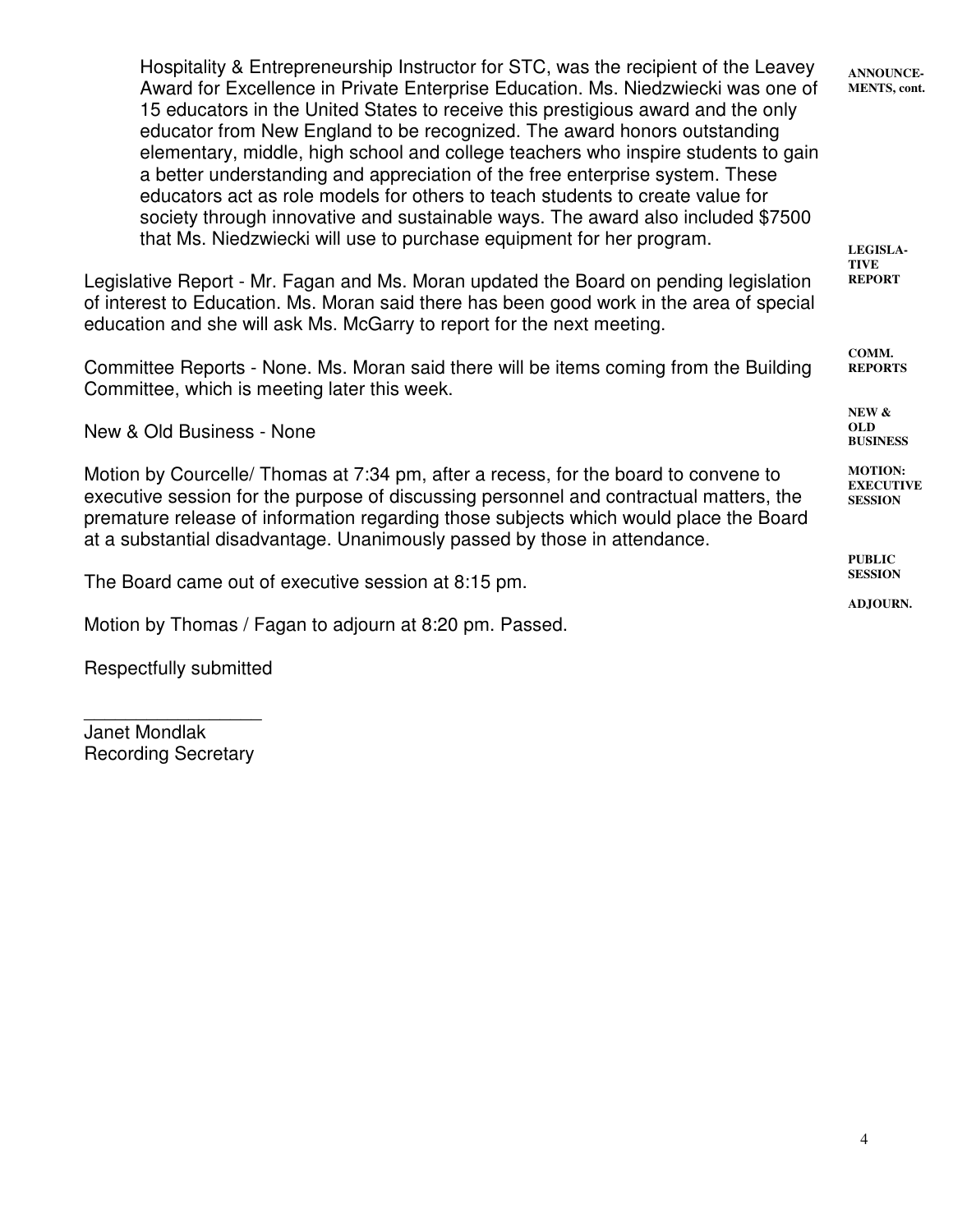Hospitality & Entrepreneurship Instructor for STC, was the recipient of the Leavey Award for Excellence in Private Enterprise Education. Ms. Niedzwiecki was one of 15 educators in the United States to receive this prestigious award and the only educator from New England to be recognized. The award honors outstanding elementary, middle, high school and college teachers who inspire students to gain a better understanding and appreciation of the free enterprise system. These educators act as role models for others to teach students to create value for society through innovative and sustainable ways. The award also included $7500 that Ms. Niedzwiecki will use to purchase equipment for her program.

**ANNOUNCEMENTS, cont.**

**LEGISLATIVE REPORT**

Legislative Report - Mr. Fagan and Ms. Moran updated the Board on pending legislation of interest to Education. Ms. Moran said there has been good work in the area of special education and she will ask Ms. McGarry to report for the next meeting.

**COMM. REPORTS**

Committee Reports - None. Ms. Moran said there will be items coming from the Building Committee, which is meeting later this week.

**NEW & OLD BUSINESS**

New & Old Business - None

**MOTION: EXECUTIVE SESSION**

Motion by Courcelle/ Thomas at 7:34 pm, after a recess, for the board to convene to executive session for the purpose of discussing personnel and contractual matters, the premature release of information regarding those subjects which would place the Board at a substantial disadvantage. Unanimously passed by those in attendance.

**PUBLIC SESSION**

The Board came out of executive session at 8:15 pm.

**ADJOURN.**

Motion by Thomas / Fagan to adjourn at 8:20 pm. Passed.

Respectfully submitted

\_\_\_\_\_\_\_\_\_\_\_\_\_\_\_\_\_\_
Janet Mondlak
Recording Secretary